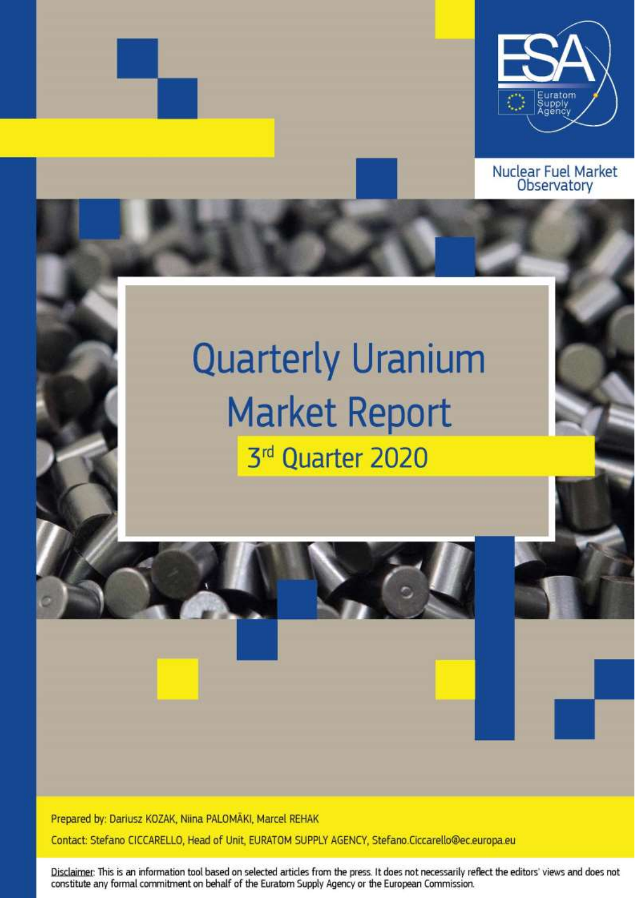ESA

Euratom Supply Agency

Nuclear Fuel Market Observatory

# Quarterly Uranium Market Report

## 3rd Quarter 2020

Prepared by: Dariusz KOZAK, Niina PALOMÄKI, Marcel REHAK

Contact: Stefano CICCARELLO, Head of Unit, EURATOM SUPPLY AGENCY, Stefano.Ciccarello@ec.europa.eu

Disclaimer: This is an information tool based on selected articles from the press. It does not necessarily reflect the editors' views and does not constitute any formal commitment on behalf of the Euratom Supply Agency or the European Commission.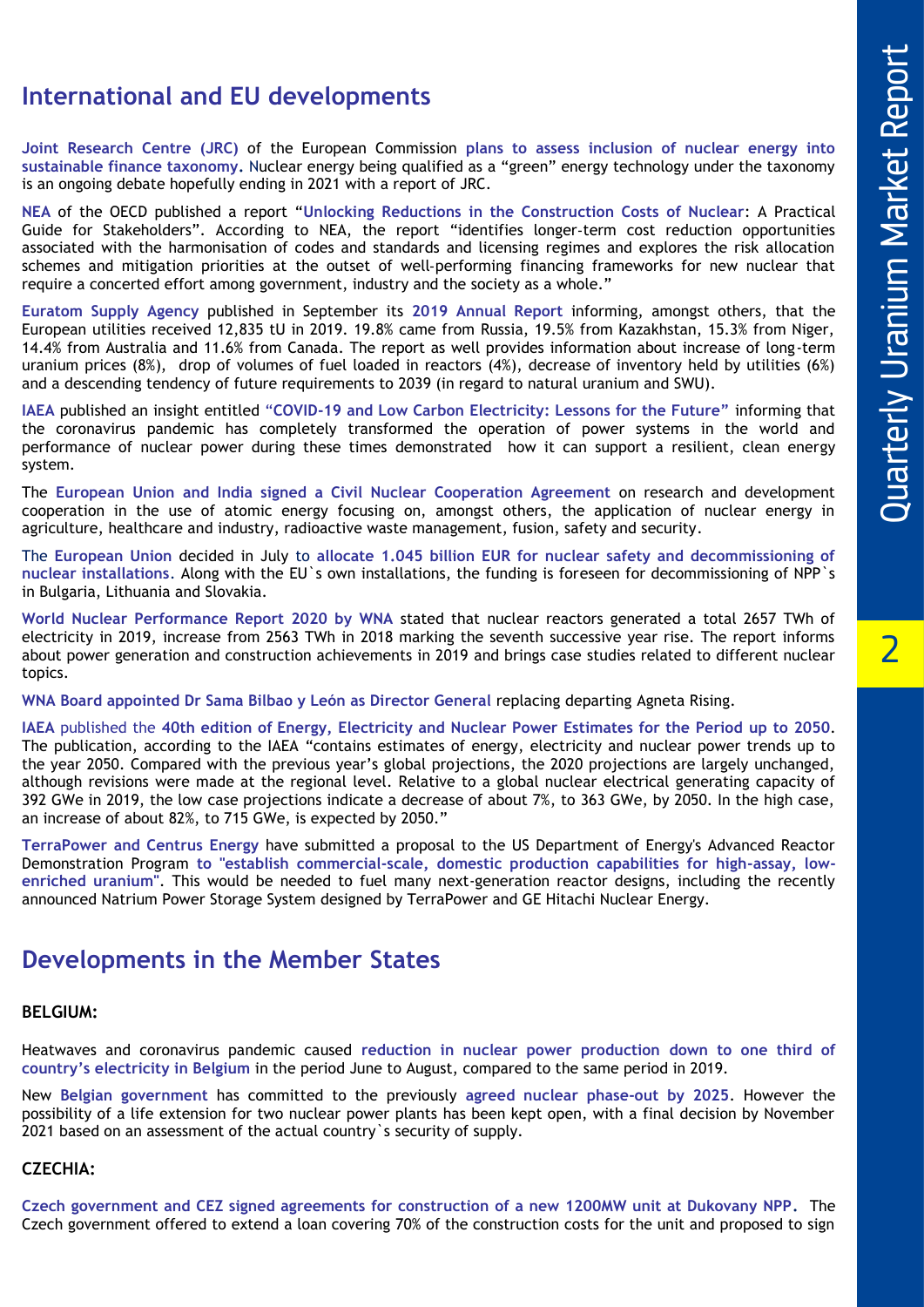## International and EU developments

**Joint Research Centre (JRC)** of the European Commission **plans to assess inclusion of nuclear energy into sustainable finance taxonomy.** Nuclear energy being qualified as a "green" energy technology under the taxonomy is an ongoing debate hopefully ending in 2021 with a report of JRC.

**NEA** of the OECD published a report "**Unlocking Reductions in the Construction Costs of Nuclear**: A Practical Guide for Stakeholders". According to NEA, the report "identifies longer-term cost reduction opportunities associated with the harmonisation of codes and standards and licensing regimes and explores the risk allocation schemes and mitigation priorities at the outset of well-performing financing frameworks for new nuclear that require a concerted effort among government, industry and the society as a whole."

**Euratom Supply Agency** published in September its **2019 Annual Report** informing, amongst others, that the European utilities received 12,835 tU in 2019. 19.8% came from Russia, 19.5% from Kazakhstan, 15.3% from Niger, 14.4% from Australia and 11.6% from Canada. The report as well provides information about increase of long-term uranium prices (8%), drop of volumes of fuel loaded in reactors (4%), decrease of inventory held by utilities (6%) and a descending tendency of future requirements to 2039 (in regard to natural uranium and SWU).

**IAEA** published an insight entitled **"COVID-19 and Low Carbon Electricity: Lessons for the Future"** informing that the coronavirus pandemic has completely transformed the operation of power systems in the world and performance of nuclear power during these times demonstrated how it can support a resilient, clean energy system.

The **European Union and India signed a Civil Nuclear Cooperation Agreement** on research and development cooperation in the use of atomic energy focusing on, amongst others, the application of nuclear energy in agriculture, healthcare and industry, radioactive waste management, fusion, safety and security.

The **European Union** decided in July to **allocate 1.045 billion EUR for nuclear safety and decommissioning of nuclear installations**. Along with the EU`s own installations, the funding is foreseen for decommissioning of NPP`s in Bulgaria, Lithuania and Slovakia.

**World Nuclear Performance Report 2020 by WNA** stated that nuclear reactors generated a total 2657 TWh of electricity in 2019, increase from 2563 TWh in 2018 marking the seventh successive year rise. The report informs about power generation and construction achievements in 2019 and brings case studies related to different nuclear topics.

**WNA Board appointed Dr Sama Bilbao y León as Director General** replacing departing Agneta Rising.

**IAEA** published the **40th edition of Energy, Electricity and Nuclear Power Estimates for the Period up to 2050**. The publication, according to the IAEA "contains estimates of energy, electricity and nuclear power trends up to the year 2050. Compared with the previous year's global projections, the 2020 projections are largely unchanged, although revisions were made at the regional level. Relative to a global nuclear electrical generating capacity of 392 GWe in 2019, the low case projections indicate a decrease of about 7%, to 363 GWe, by 2050. In the high case, an increase of about 82%, to 715 GWe, is expected by 2050."

**TerraPower and Centrus Energy** have submitted a proposal to the US Department of Energy's Advanced Reactor Demonstration Program **to "establish commercial-scale, domestic production capabilities for high-assay, low-enriched uranium"**. This would be needed to fuel many next-generation reactor designs, including the recently announced Natrium Power Storage System designed by TerraPower and GE Hitachi Nuclear Energy.

## Developments in the Member States

### BELGIUM:

Heatwaves and coronavirus pandemic caused **reduction in nuclear power production down to one third of country's electricity in Belgium** in the period June to August, compared to the same period in 2019.

New **Belgian government** has committed to the previously **agreed nuclear phase-out by 2025**. However the possibility of a life extension for two nuclear power plants has been kept open, with a final decision by November 2021 based on an assessment of the actual country`s security of supply.

### CZECHIA:

**Czech government and CEZ signed agreements for construction of a new 1200MW unit at Dukovany NPP.** The Czech government offered to extend a loan covering 70% of the construction costs for the unit and proposed to sign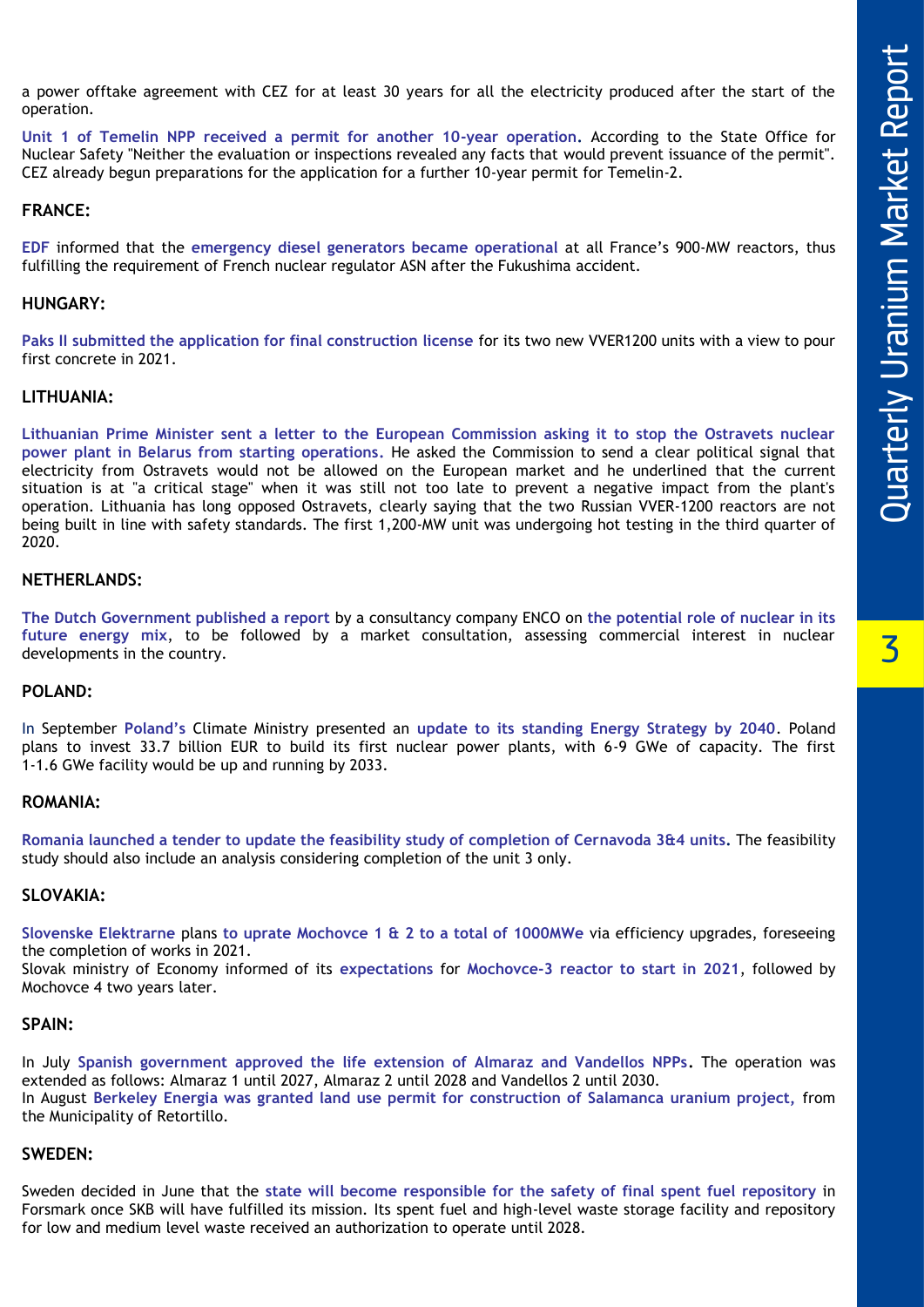a power offtake agreement with CEZ for at least 30 years for all the electricity produced after the start of the operation.

**Unit 1 of Temelin NPP received a permit for another 10-year operation.** According to the State Office for Nuclear Safety "Neither the evaluation or inspections revealed any facts that would prevent issuance of the permit". CEZ already begun preparations for the application for a further 10-year permit for Temelin-2.

## FRANCE:

**EDF** informed that the **emergency diesel generators became operational** at all France's 900-MW reactors, thus fulfilling the requirement of French nuclear regulator ASN after the Fukushima accident.

## HUNGARY:

**Paks II submitted the application for final construction license** for its two new VVER1200 units with a view to pour first concrete in 2021.

## LITHUANIA:

**Lithuanian Prime Minister sent a letter to the European Commission asking it to stop the Ostravets nuclear power plant in Belarus from starting operations.** He asked the Commission to send a clear political signal that electricity from Ostravets would not be allowed on the European market and he underlined that the current situation is at "a critical stage" when it was still not too late to prevent a negative impact from the plant's operation. Lithuania has long opposed Ostravets, clearly saying that the two Russian VVER-1200 reactors are not being built in line with safety standards. The first 1,200-MW unit was undergoing hot testing in the third quarter of 2020.

## NETHERLANDS:

**The Dutch Government published a report** by a consultancy company ENCO on **the potential role of nuclear in its future energy mix**, to be followed by a market consultation, assessing commercial interest in nuclear developments in the country.

## POLAND:

In September **Poland's** Climate Ministry presented an **update to its standing Energy Strategy by 2040**. Poland plans to invest 33.7 billion EUR to build its first nuclear power plants, with 6-9 GWe of capacity. The first 1-1.6 GWe facility would be up and running by 2033.

## ROMANIA:

**Romania launched a tender to update the feasibility study of completion of Cernavoda 3&4 units.** The feasibility study should also include an analysis considering completion of the unit 3 only.

## SLOVAKIA:

**Slovenske Elektrarne** plans **to uprate Mochovce 1 & 2 to a total of 1000MWe** via efficiency upgrades, foreseeing the completion of works in 2021.
Slovak ministry of Economy informed of its **expectations** for **Mochovce-3 reactor to start in 2021**, followed by Mochovce 4 two years later.

## SPAIN:

In July **Spanish government approved the life extension of Almaraz and Vandellos NPPs**. The operation was extended as follows: Almaraz 1 until 2027, Almaraz 2 until 2028 and Vandellos 2 until 2030.
In August **Berkeley Energia was granted land use permit for construction of Salamanca uranium project,** from the Municipality of Retortillo.

## SWEDEN:

Sweden decided in June that the **state will become responsible for the safety of final spent fuel repository** in Forsmark once SKB will have fulfilled its mission. Its spent fuel and high-level waste storage facility and repository for low and medium level waste received an authorization to operate until 2028.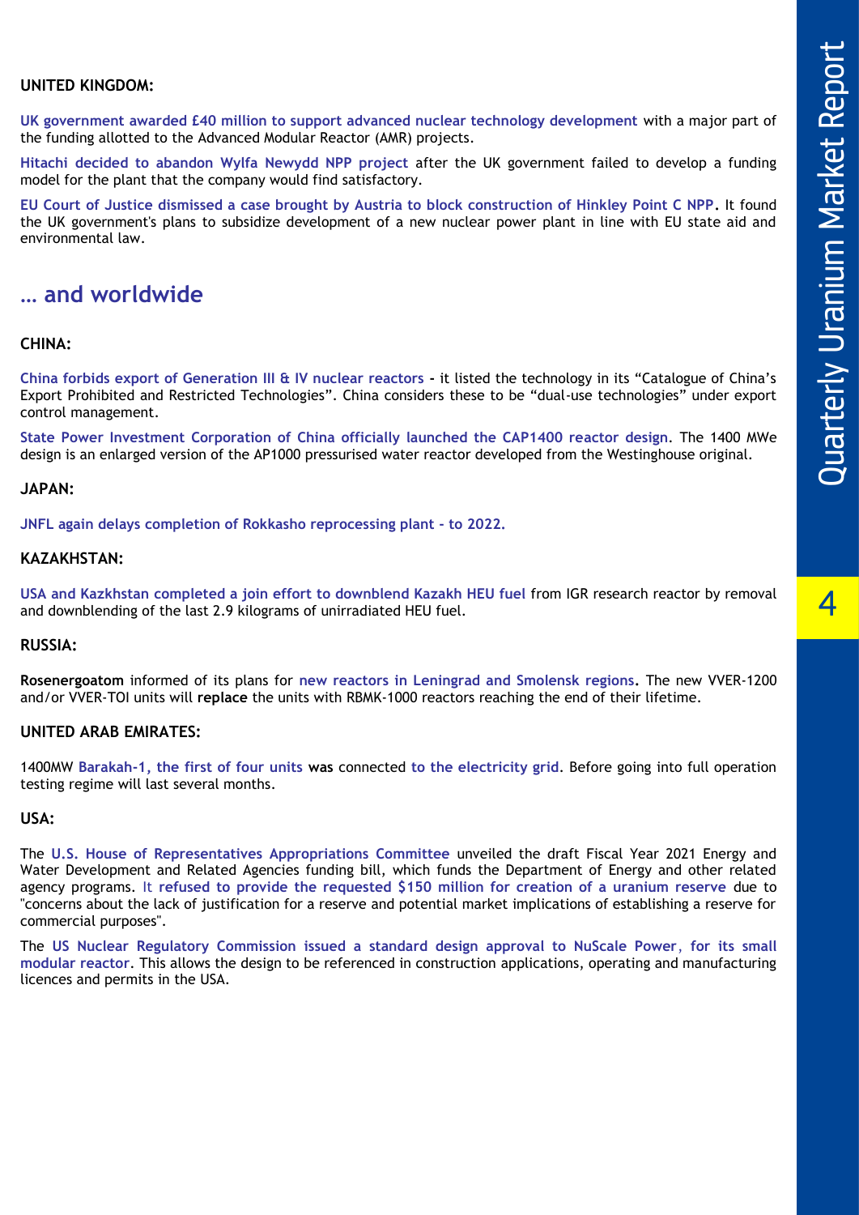**UNITED KINGDOM:**

**UK government awarded £40 million to support advanced nuclear technology development** with a major part of the funding allotted to the Advanced Modular Reactor (AMR) projects.

**Hitachi decided to abandon Wylfa Newydd NPP project** after the UK government failed to develop a funding model for the plant that the company would find satisfactory.

**EU Court of Justice dismissed a case brought by Austria to block construction of Hinkley Point C NPP.** It found the UK government's plans to subsidize development of a new nuclear power plant in line with EU state aid and environmental law.

## … and worldwide

**CHINA:**

**China forbids export of Generation III & IV nuclear reactors -** it listed the technology in its "Catalogue of China's Export Prohibited and Restricted Technologies". China considers these to be "dual-use technologies" under export control management.

**State Power Investment Corporation of China officially launched the CAP1400 reactor design**. The 1400 MWe design is an enlarged version of the AP1000 pressurised water reactor developed from the Westinghouse original.

**JAPAN:**

**JNFL again delays completion of Rokkasho reprocessing plant - to 2022.**

**KAZAKHSTAN:**

**USA and Kazkhstan completed a join effort to downblend Kazakh HEU fuel** from IGR research reactor by removal and downblending of the last 2.9 kilograms of unirradiated HEU fuel.

**RUSSIA:**

**Rosenergoatom** informed of its plans for **new reactors in Leningrad and Smolensk regions.** The new VVER-1200 and/or VVER-TOI units will **replace** the units with RBMK-1000 reactors reaching the end of their lifetime.

**UNITED ARAB EMIRATES:**

1400MW **Barakah-1, the first of four units was** connected **to the electricity grid**. Before going into full operation testing regime will last several months.

**USA:**

The **U.S. House of Representatives Appropriations Committee** unveiled the draft Fiscal Year 2021 Energy and Water Development and Related Agencies funding bill, which funds the Department of Energy and other related agency programs. It **refused to provide the requested $150 million for creation of a uranium reserve** due to "concerns about the lack of justification for a reserve and potential market implications of establishing a reserve for commercial purposes".

The **US Nuclear Regulatory Commission issued a standard design approval to NuScale Power, for its small modular reactor**. This allows the design to be referenced in construction applications, operating and manufacturing licences and permits in the USA.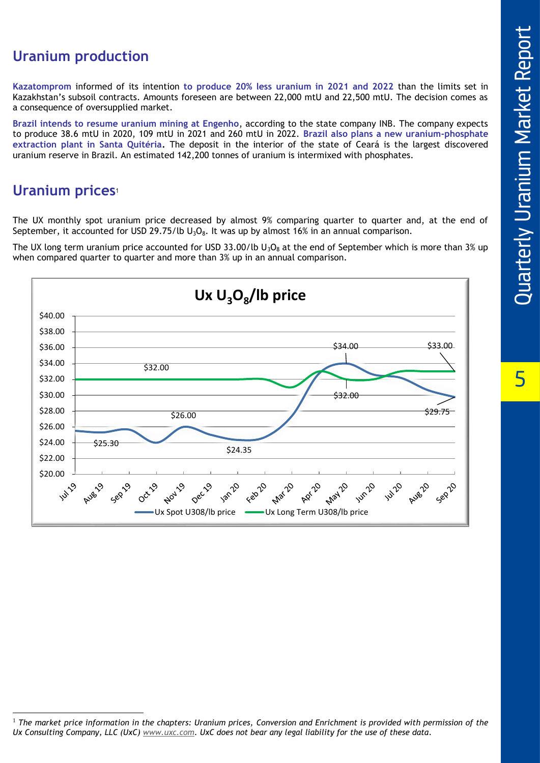## Uranium production

**Kazatomprom** informed of its intention **to produce 20% less uranium in 2021 and 2022** than the limits set in Kazakhstan's subsoil contracts. Amounts foreseen are between 22,000 mtU and 22,500 mtU. The decision comes as a consequence of oversupplied market.

**Brazil intends to resume uranium mining at Engenho**, according to the state company INB. The company expects to produce 38.6 mtU in 2020, 109 mtU in 2021 and 260 mtU in 2022. **Brazil also plans a new uranium-phosphate extraction plant in Santa Quitéria.** The deposit in the interior of the state of Ceará is the largest discovered uranium reserve in Brazil. An estimated 142,200 tonnes of uranium is intermixed with phosphates.

## Uranium prices[1]

The UX monthly spot uranium price decreased by almost 9% comparing quarter to quarter and, at the end of September, it accounted for USD 29.75/lb $U_3O_8$. It was up by almost 16% in an annual comparison.

The UX long term uranium price accounted for USD 33.00/lb $U_3O_8$ at the end of September which is more than 3% up when compared quarter to quarter and more than 3% up in an annual comparison.

**Ux $U_3O_8$/lb price**

Labeled values — Ux Spot U308/lb price: $25.30, $26.00, $24.35, $34.00, $29.75; Ux Long Term U308/lb price: $32.00, $32.00, $33.00 (Jul 19 – Sep 20)

---

[1] *The market price information in the chapters: Uranium prices, Conversion and Enrichment is provided with permission of the Ux Consulting Company, LLC (UxC) www.uxc.com. UxC does not bear any legal liability for the use of these data.*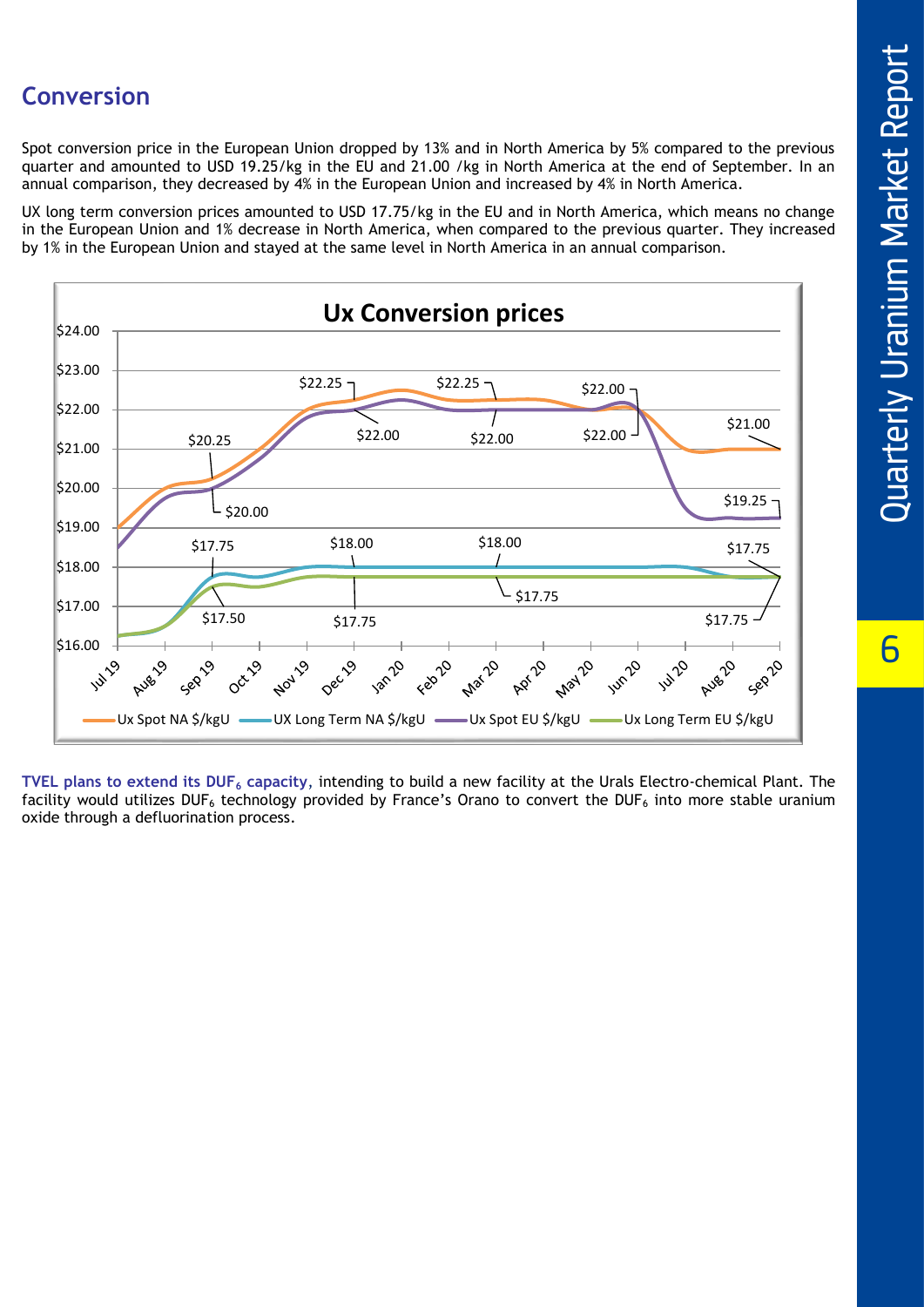## Conversion

Spot conversion price in the European Union dropped by 13% and in North America by 5% compared to the previous quarter and amounted to USD 19.25/kg in the EU and 21.00 /kg in North America at the end of September. In an annual comparison, they decreased by 4% in the European Union and increased by 4% in North America.

UX long term conversion prices amounted to USD 17.75/kg in the EU and in North America, which means no change in the European Union and 1% decrease in North America, when compared to the previous quarter. They increased by 1% in the European Union and stayed at the same level in North America in an annual comparison.

**TVEL plans to extend its $DUF_6$ capacity,** intending to build a new facility at the Urals Electro-chemical Plant. The facility would utilizes $DUF_6$ technology provided by France's Orano to convert the $DUF_6$ into more stable uranium oxide through a defluorination process.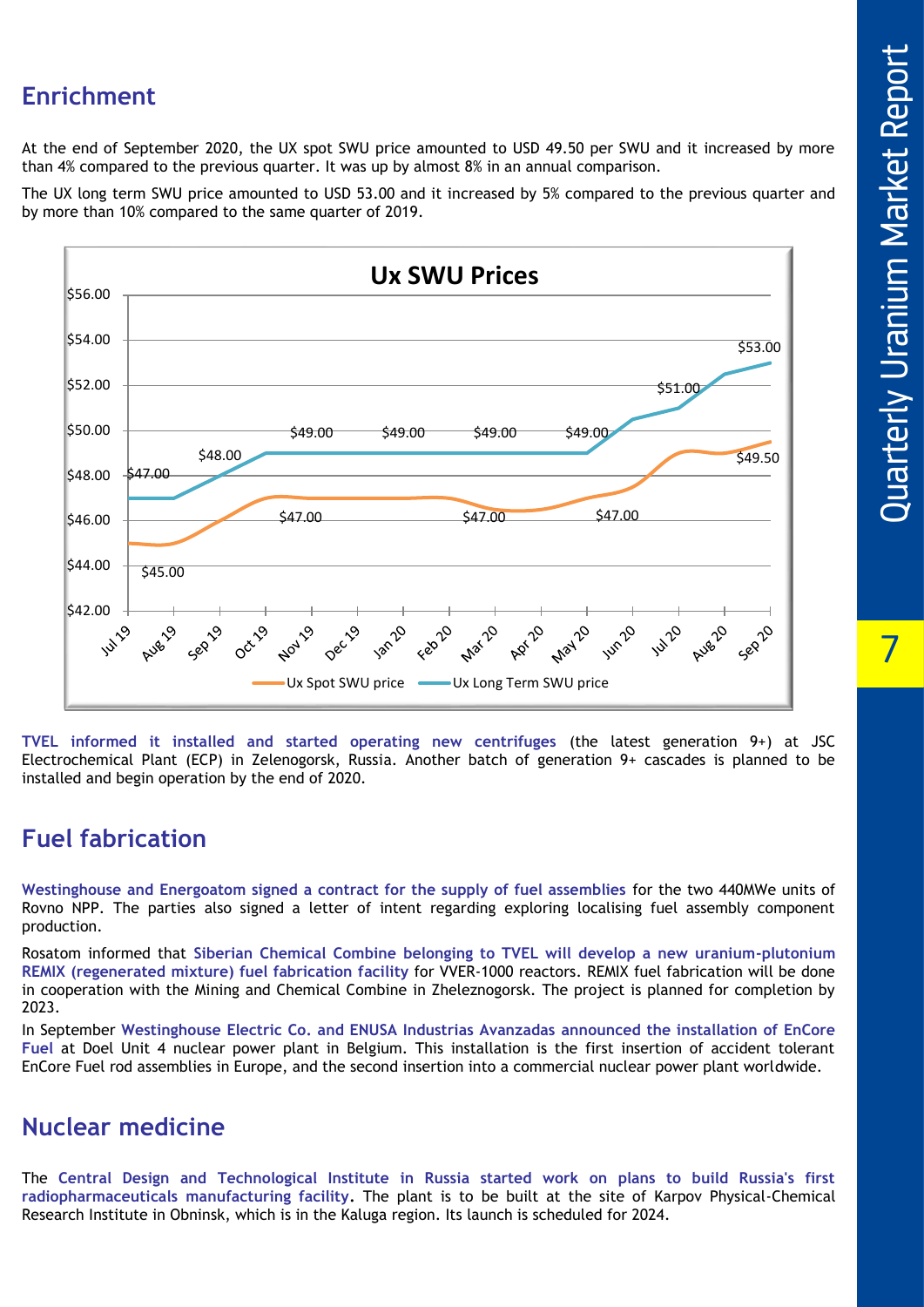## Enrichment

At the end of September 2020, the UX spot SWU price amounted to USD 49.50 per SWU and it increased by more than 4% compared to the previous quarter. It was up by almost 8% in an annual comparison.

The UX long term SWU price amounted to USD 53.00 and it increased by 5% compared to the previous quarter and by more than 10% compared to the same quarter of 2019.

**TVEL informed it installed and started operating new centrifuges** (the latest generation 9+) at JSC Electrochemical Plant (ECP) in Zelenogorsk, Russia. Another batch of generation 9+ cascades is planned to be installed and begin operation by the end of 2020.

## Fuel fabrication

**Westinghouse and Energoatom signed a contract for the supply of fuel assemblies** for the two 440MWe units of Rovno NPP. The parties also signed a letter of intent regarding exploring localising fuel assembly component production.

Rosatom informed that **Siberian Chemical Combine belonging to TVEL will develop a new uranium-plutonium REMIX (regenerated mixture) fuel fabrication facility** for VVER-1000 reactors. REMIX fuel fabrication will be done in cooperation with the Mining and Chemical Combine in Zheleznogorsk. The project is planned for completion by 2023.

In September **Westinghouse Electric Co. and ENUSA Industrias Avanzadas announced the installation of EnCore Fuel** at Doel Unit 4 nuclear power plant in Belgium. This installation is the first insertion of accident tolerant EnCore Fuel rod assemblies in Europe, and the second insertion into a commercial nuclear power plant worldwide.

## Nuclear medicine

The **Central Design and Technological Institute in Russia started work on plans to build Russia's first radiopharmaceuticals manufacturing facility.** The plant is to be built at the site of Karpov Physical-Chemical Research Institute in Obninsk, which is in the Kaluga region. Its launch is scheduled for 2024.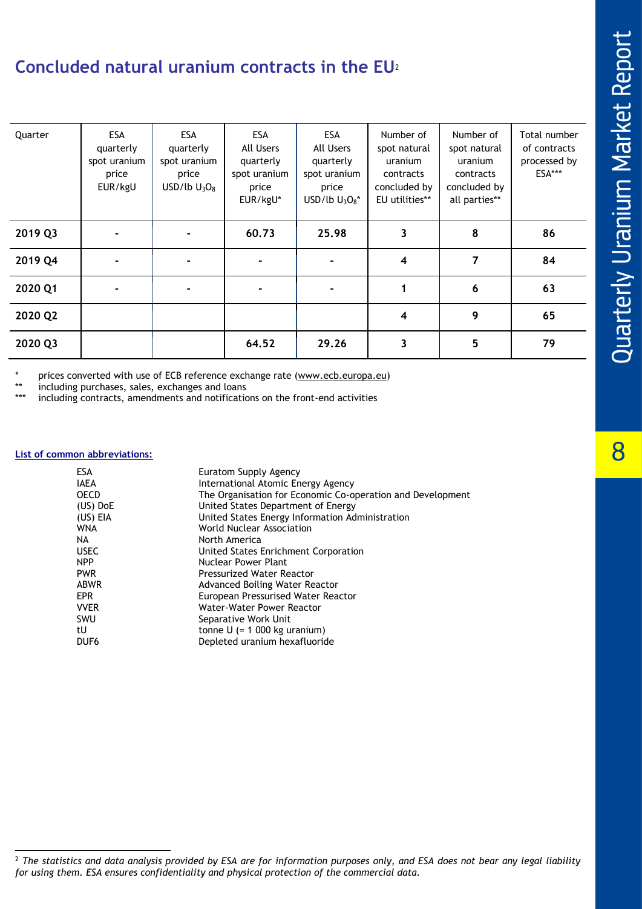## Concluded natural uranium contracts in the EU[2]

| Quarter | ESA quarterly spot uranium price EUR/kgU | ESA quarterly spot uranium price USD/lb $U_3O_8$ | ESA All Users quarterly spot uranium price EUR/kgU* | ESA All Users quarterly spot uranium price USD/lb $U_3O_8$* | Number of spot natural uranium contracts concluded by EU utilities** | Number of spot natural uranium contracts concluded by all parties** | Total number of contracts processed by ESA*** |
|---|---|---|---|---|---|---|---|
| **2019 Q3** | - | - | **60.73** | **25.98** | **3** | **8** | **86** |
| **2019 Q4** | - | - | - | - | **4** | **7** | **84** |
| **2020 Q1** | - | - | - | - | **1** | **6** | **63** |
| **2020 Q2** | | | | | **4** | **9** | **65** |
| **2020 Q3** | | | **64.52** | **29.26** | **3** | **5** | **79** |

\* prices converted with use of ECB reference exchange rate (www.ecb.europa.eu)
** including purchases, sales, exchanges and loans
*** including contracts, amendments and notifications on the front-end activities

**List of common abbreviations:**

| | |
|---|---|
| ESA | Euratom Supply Agency |
| IAEA | International Atomic Energy Agency |
| OECD | The Organisation for Economic Co-operation and Development |
| (US) DoE | United States Department of Energy |
| (US) EIA | United States Energy Information Administration |
| WNA | World Nuclear Association |
| NA | North America |
| USEC | United States Enrichment Corporation |
| NPP | Nuclear Power Plant |
| PWR | Pressurized Water Reactor |
| ABWR | Advanced Boiling Water Reactor |
| EPR | European Pressurised Water Reactor |
| VVER | Water-Water Power Reactor |
| SWU | Separative Work Unit |
| tU | tonne U (= 1 000 kg uranium) |
| DUF6 | Depleted uranium hexafluoride |

[2] *The statistics and data analysis provided by ESA are for information purposes only, and ESA does not bear any legal liability for using them. ESA ensures confidentiality and physical protection of the commercial data.*